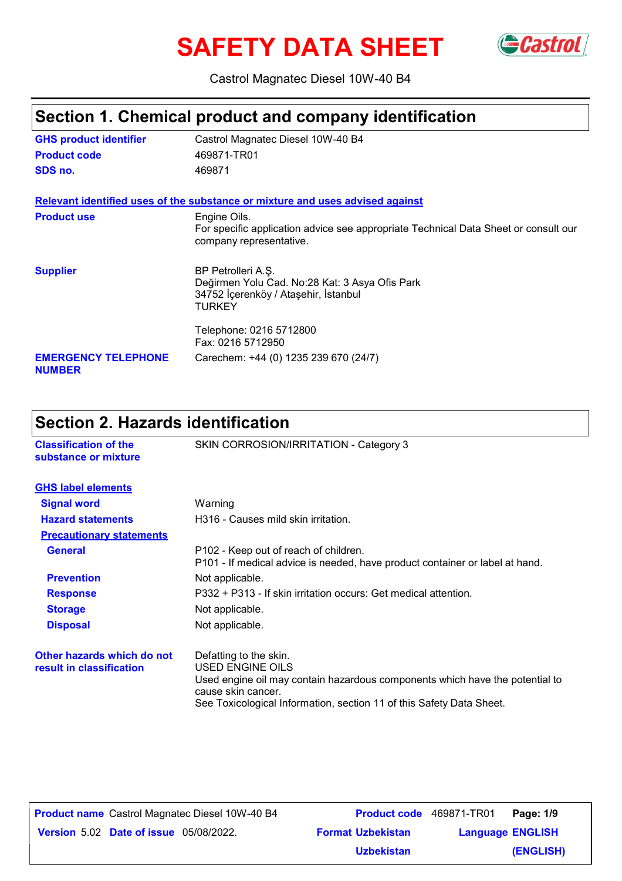# SAFETY DATA SHEET

Castrol Magnatec Diesel 10W-40 B4

## Section 1. Chemical product and company identification

**GHS product identifier** Castrol Magnatec Diesel 10W-40 B4

**Product code** 469871-TR01

**SDS no.** 469871

**Relevant identified uses of the substance or mixture and uses advised against**

**Product use** Engine Oils.
For specific application advice see appropriate Technical Data Sheet or consult our company representative.

**Supplier** BP Petrolleri A.Ş.
Değirmen Yolu Cad. No:28 Kat: 3 Asya Ofis Park
34752 İçerenköy / Ataşehir, İstanbul
TURKEY

Telephone: 0216 5712800
Fax: 0216 5712950

**EMERGENCY TELEPHONE NUMBER** Carechem: +44 (0) 1235 239 670 (24/7)

## Section 2. Hazards identification

**Classification of the substance or mixture** SKIN CORROSION/IRRITATION - Category 3

**GHS label elements**

**Signal word** Warning

**Hazard statements** H316 - Causes mild skin irritation.

**Precautionary statements**

**General** P102 - Keep out of reach of children.
P101 - If medical advice is needed, have product container or label at hand.

**Prevention** Not applicable.

**Response** P332 + P313 - If skin irritation occurs: Get medical attention.

**Storage** Not applicable.

**Disposal** Not applicable.

**Other hazards which do not result in classification** Defatting to the skin.
USED ENGINE OILS
Used engine oil may contain hazardous components which have the potential to cause skin cancer.
See Toxicological Information, section 11 of this Safety Data Sheet.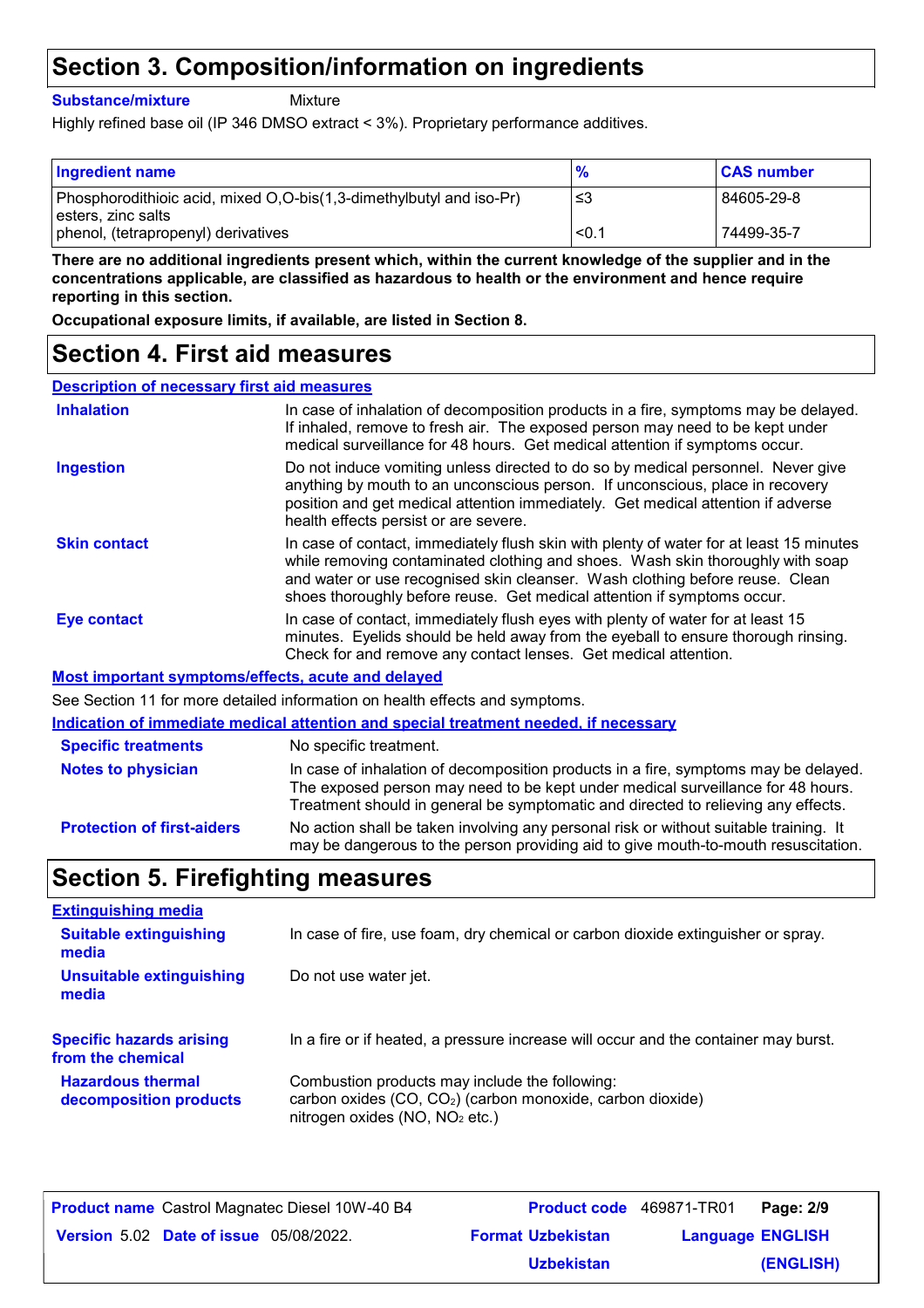# Section 3. Composition/information on ingredients

**Substance/mixture** Mixture

Highly refined base oil (IP 346 DMSO extract < 3%). Proprietary performance additives.

| Ingredient name | % | CAS number |
|---|---|---|
| Phosphorodithioic acid, mixed O,O-bis(1,3-dimethylbutyl and iso-Pr) esters, zinc salts | ≤3 | 84605-29-8 |
| phenol, (tetrapropenyl) derivatives | <0.1 | 74499-35-7 |

**There are no additional ingredients present which, within the current knowledge of the supplier and in the concentrations applicable, are classified as hazardous to health or the environment and hence require reporting in this section.**

**Occupational exposure limits, if available, are listed in Section 8.**

# Section 4. First aid measures

## Description of necessary first aid measures

**Inhalation**: In case of inhalation of decomposition products in a fire, symptoms may be delayed. If inhaled, remove to fresh air. The exposed person may need to be kept under medical surveillance for 48 hours. Get medical attention if symptoms occur.

**Ingestion**: Do not induce vomiting unless directed to do so by medical personnel. Never give anything by mouth to an unconscious person. If unconscious, place in recovery position and get medical attention immediately. Get medical attention if adverse health effects persist or are severe.

**Skin contact**: In case of contact, immediately flush skin with plenty of water for at least 15 minutes while removing contaminated clothing and shoes. Wash skin thoroughly with soap and water or use recognised skin cleanser. Wash clothing before reuse. Clean shoes thoroughly before reuse. Get medical attention if symptoms occur.

**Eye contact**: In case of contact, immediately flush eyes with plenty of water for at least 15 minutes. Eyelids should be held away from the eyeball to ensure thorough rinsing. Check for and remove any contact lenses. Get medical attention.

## Most important symptoms/effects, acute and delayed

See Section 11 for more detailed information on health effects and symptoms.

## Indication of immediate medical attention and special treatment needed, if necessary

**Specific treatments**: No specific treatment.

**Notes to physician**: In case of inhalation of decomposition products in a fire, symptoms may be delayed. The exposed person may need to be kept under medical surveillance for 48 hours. Treatment should in general be symptomatic and directed to relieving any effects.

**Protection of first-aiders**: No action shall be taken involving any personal risk or without suitable training. It may be dangerous to the person providing aid to give mouth-to-mouth resuscitation.

# Section 5. Firefighting measures

## Extinguishing media

**Suitable extinguishing media**: In case of fire, use foam, dry chemical or carbon dioxide extinguisher or spray.

**Unsuitable extinguishing media**: Do not use water jet.

**Specific hazards arising from the chemical**: In a fire or if heated, a pressure increase will occur and the container may burst.

**Hazardous thermal decomposition products**: Combustion products may include the following:
carbon oxides (CO, $CO_2$) (carbon monoxide, carbon dioxide)
nitrogen oxides (NO, $NO_2$ etc.)

**Product name** Castrol Magnatec Diesel 10W-40 B4 | **Product code** 469871-TR01 | **Version** 5.02 | **Date of issue** 05/08/2022. | **Format** Uzbekistan | **Language** ENGLISH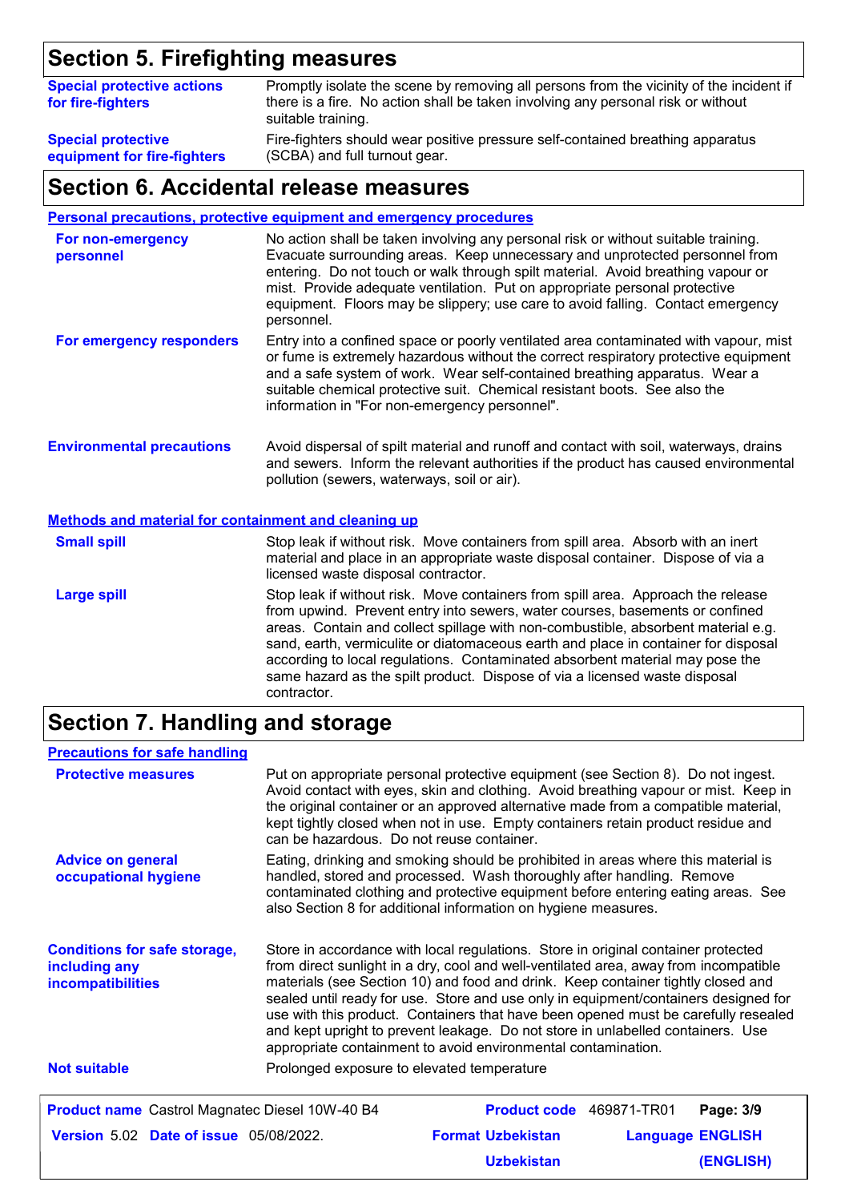## Section 5. Firefighting measures

**Special protective actions for fire-fighters**
Promptly isolate the scene by removing all persons from the vicinity of the incident if there is a fire. No action shall be taken involving any personal risk or without suitable training.

**Special protective equipment for fire-fighters**
Fire-fighters should wear positive pressure self-contained breathing apparatus (SCBA) and full turnout gear.

## Section 6. Accidental release measures

### Personal precautions, protective equipment and emergency procedures

**For non-emergency personnel**
No action shall be taken involving any personal risk or without suitable training. Evacuate surrounding areas. Keep unnecessary and unprotected personnel from entering. Do not touch or walk through spilt material. Avoid breathing vapour or mist. Provide adequate ventilation. Put on appropriate personal protective equipment. Floors may be slippery; use care to avoid falling. Contact emergency personnel.

**For emergency responders**
Entry into a confined space or poorly ventilated area contaminated with vapour, mist or fume is extremely hazardous without the correct respiratory protective equipment and a safe system of work. Wear self-contained breathing apparatus. Wear a suitable chemical protective suit. Chemical resistant boots. See also the information in "For non-emergency personnel".

**Environmental precautions**
Avoid dispersal of spilt material and runoff and contact with soil, waterways, drains and sewers. Inform the relevant authorities if the product has caused environmental pollution (sewers, waterways, soil or air).

### Methods and material for containment and cleaning up

**Small spill**
Stop leak if without risk. Move containers from spill area. Absorb with an inert material and place in an appropriate waste disposal container. Dispose of via a licensed waste disposal contractor.

**Large spill**
Stop leak if without risk. Move containers from spill area. Approach the release from upwind. Prevent entry into sewers, water courses, basements or confined areas. Contain and collect spillage with non-combustible, absorbent material e.g. sand, earth, vermiculite or diatomaceous earth and place in container for disposal according to local regulations. Contaminated absorbent material may pose the same hazard as the spilt product. Dispose of via a licensed waste disposal contractor.

## Section 7. Handling and storage

### Precautions for safe handling

**Protective measures**
Put on appropriate personal protective equipment (see Section 8). Do not ingest. Avoid contact with eyes, skin and clothing. Avoid breathing vapour or mist. Keep in the original container or an approved alternative made from a compatible material, kept tightly closed when not in use. Empty containers retain product residue and can be hazardous. Do not reuse container.

**Advice on general occupational hygiene**
Eating, drinking and smoking should be prohibited in areas where this material is handled, stored and processed. Wash thoroughly after handling. Remove contaminated clothing and protective equipment before entering eating areas. See also Section 8 for additional information on hygiene measures.

**Conditions for safe storage, including any incompatibilities**
Store in accordance with local regulations. Store in original container protected from direct sunlight in a dry, cool and well-ventilated area, away from incompatible materials (see Section 10) and food and drink. Keep container tightly closed and sealed until ready for use. Store and use only in equipment/containers designed for use with this product. Containers that have been opened must be carefully resealed and kept upright to prevent leakage. Do not store in unlabelled containers. Use appropriate containment to avoid environmental contamination.

**Not suitable**
Prolonged exposure to elevated temperature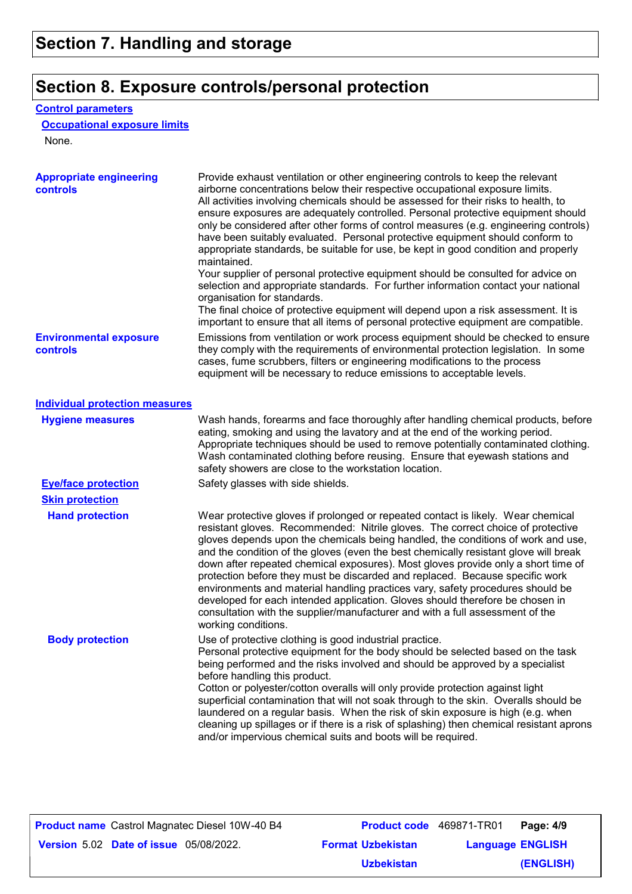# Section 7. Handling and storage

# Section 8. Exposure controls/personal protection

## Control parameters

### Occupational exposure limits

None.

**Appropriate engineering controls**

Provide exhaust ventilation or other engineering controls to keep the relevant airborne concentrations below their respective occupational exposure limits.
All activities involving chemicals should be assessed for their risks to health, to ensure exposures are adequately controlled. Personal protective equipment should only be considered after other forms of control measures (e.g. engineering controls) have been suitably evaluated. Personal protective equipment should conform to appropriate standards, be suitable for use, be kept in good condition and properly maintained.
Your supplier of personal protective equipment should be consulted for advice on selection and appropriate standards. For further information contact your national organisation for standards.
The final choice of protective equipment will depend upon a risk assessment. It is important to ensure that all items of personal protective equipment are compatible.

**Environmental exposure controls**

Emissions from ventilation or work process equipment should be checked to ensure they comply with the requirements of environmental protection legislation. In some cases, fume scrubbers, filters or engineering modifications to the process equipment will be necessary to reduce emissions to acceptable levels.

## Individual protection measures

**Hygiene measures**

Wash hands, forearms and face thoroughly after handling chemical products, before eating, smoking and using the lavatory and at the end of the working period. Appropriate techniques should be used to remove potentially contaminated clothing. Wash contaminated clothing before reusing. Ensure that eyewash stations and safety showers are close to the workstation location.

**Eye/face protection**

Safety glasses with side shields.

**Skin protection**

**Hand protection**

Wear protective gloves if prolonged or repeated contact is likely. Wear chemical resistant gloves. Recommended: Nitrile gloves. The correct choice of protective gloves depends upon the chemicals being handled, the conditions of work and use, and the condition of the gloves (even the best chemically resistant glove will break down after repeated chemical exposures). Most gloves provide only a short time of protection before they must be discarded and replaced. Because specific work environments and material handling practices vary, safety procedures should be developed for each intended application. Gloves should therefore be chosen in consultation with the supplier/manufacturer and with a full assessment of the working conditions.

**Body protection**

Use of protective clothing is good industrial practice.
Personal protective equipment for the body should be selected based on the task being performed and the risks involved and should be approved by a specialist before handling this product.
Cotton or polyester/cotton overalls will only provide protection against light superficial contamination that will not soak through to the skin. Overalls should be laundered on a regular basis. When the risk of skin exposure is high (e.g. when cleaning up spillages or if there is a risk of splashing) then chemical resistant aprons and/or impervious chemical suits and boots will be required.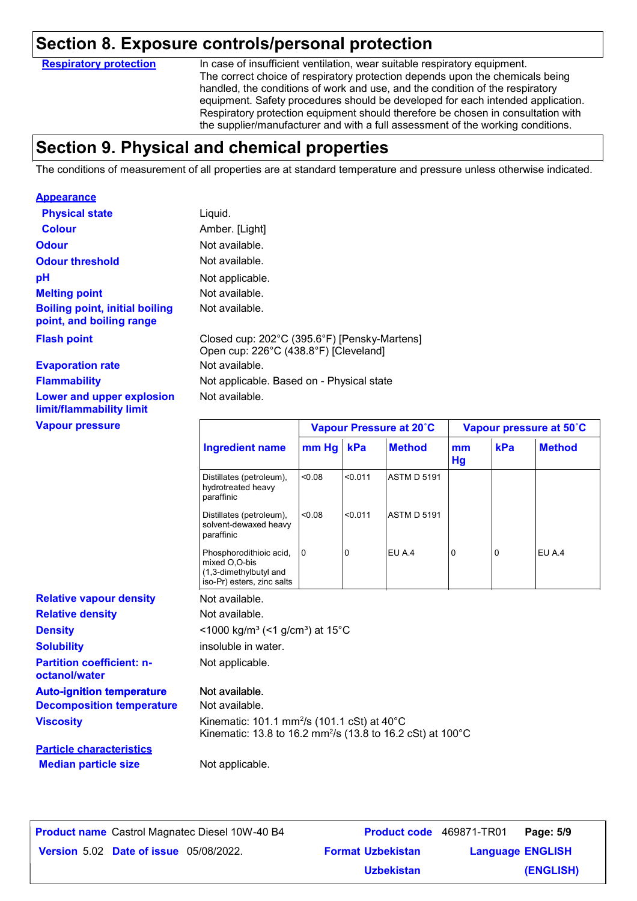## Section 8. Exposure controls/personal protection

**Respiratory protection**

In case of insufficient ventilation, wear suitable respiratory equipment. The correct choice of respiratory protection depends upon the chemicals being handled, the conditions of work and use, and the condition of the respiratory equipment. Safety procedures should be developed for each intended application. Respiratory protection equipment should therefore be chosen in consultation with the supplier/manufacturer and with a full assessment of the working conditions.

## Section 9. Physical and chemical properties

The conditions of measurement of all properties are at standard temperature and pressure unless otherwise indicated.

**Appearance**

**Physical state**: Liquid.

**Colour**: Amber. [Light]

**Odour**: Not available.

**Odour threshold**: Not available.

**pH**: Not applicable.

**Melting point**: Not available.

**Boiling point, initial boiling point, and boiling range**: Not available.

**Flash point**: Closed cup: 202°C (395.6°F) [Pensky-Martens]
Open cup: 226°C (438.8°F) [Cleveland]

**Evaporation rate**: Not available.

**Flammability**: Not applicable. Based on - Physical state

**Lower and upper explosion limit/flammability limit**: Not available.

**Vapour pressure**

| Ingredient name | Vapour Pressure at 20˚C | | | Vapour pressure at 50˚C | | |
|---|---|---|---|---|---|---|
| | mm Hg | kPa | Method | mm Hg | kPa | Method |
| Distillates (petroleum), hydrotreated heavy paraffinic | <0.08 | <0.011 | ASTM D 5191 | | | |
| Distillates (petroleum), solvent-dewaxed heavy paraffinic | <0.08 | <0.011 | ASTM D 5191 | | | |
| Phosphorodithioic acid, mixed O,O-bis (1,3-dimethylbutyl and iso-Pr) esters, zinc salts | 0 | 0 | EU A.4 | 0 | 0 | EU A.4 |

**Relative vapour density**: Not available.

**Relative density**: Not available.

**Density**: <1000 kg/m³ (<1 g/cm³) at 15°C

**Solubility**: insoluble in water.

**Partition coefficient: n-octanol/water**: Not applicable.

**Auto-ignition temperature**: Not available.

**Decomposition temperature**: Not available.

**Viscosity**: Kinematic: 101.1 $mm^2/s$ (101.1 cSt) at 40°C
Kinematic: 13.8 to 16.2 $mm^2/s$ (13.8 to 16.2 cSt) at 100°C

**Particle characteristics**

**Median particle size**: Not applicable.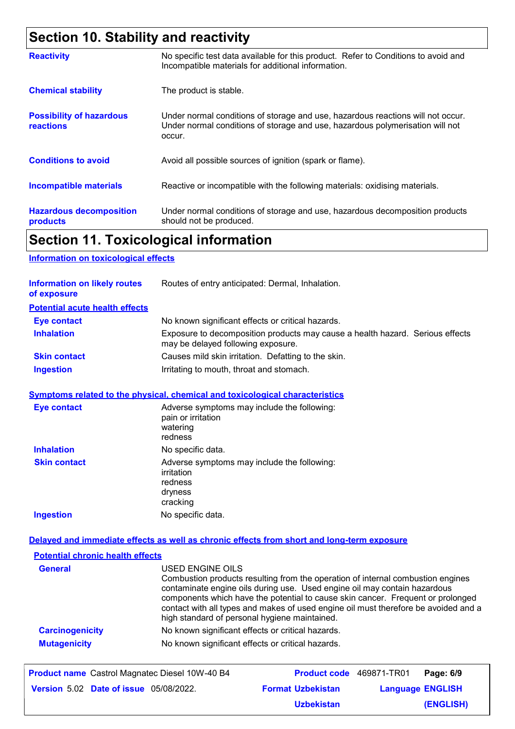## Section 10. Stability and reactivity

| | |
|---|---|
| **Reactivity** | No specific test data available for this product. Refer to Conditions to avoid and Incompatible materials for additional information. |
| **Chemical stability** | The product is stable. |
| **Possibility of hazardous reactions** | Under normal conditions of storage and use, hazardous reactions will not occur. Under normal conditions of storage and use, hazardous polymerisation will not occur. |
| **Conditions to avoid** | Avoid all possible sources of ignition (spark or flame). |
| **Incompatible materials** | Reactive or incompatible with the following materials: oxidising materials. |
| **Hazardous decomposition products** | Under normal conditions of storage and use, hazardous decomposition products should not be produced. |

## Section 11. Toxicological information

### Information on toxicological effects

**Information on likely routes of exposure**: Routes of entry anticipated: Dermal, Inhalation.

**Potential acute health effects**

| | |
|---|---|
| **Eye contact** | No known significant effects or critical hazards. |
| **Inhalation** | Exposure to decomposition products may cause a health hazard. Serious effects may be delayed following exposure. |
| **Skin contact** | Causes mild skin irritation. Defatting to the skin. |
| **Ingestion** | Irritating to mouth, throat and stomach. |

**Symptoms related to the physical, chemical and toxicological characteristics**

| | |
|---|---|
| **Eye contact** | Adverse symptoms may include the following:<br>pain or irritation<br>watering<br>redness |
| **Inhalation** | No specific data. |
| **Skin contact** | Adverse symptoms may include the following:<br>irritation<br>redness<br>dryness<br>cracking |
| **Ingestion** | No specific data. |

**Delayed and immediate effects as well as chronic effects from short and long-term exposure**

**Potential chronic health effects**

| | |
|---|---|
| **General** | USED ENGINE OILS<br>Combustion products resulting from the operation of internal combustion engines contaminate engine oils during use. Used engine oil may contain hazardous components which have the potential to cause skin cancer. Frequent or prolonged contact with all types and makes of used engine oil must therefore be avoided and a high standard of personal hygiene maintained. |
| **Carcinogenicity** | No known significant effects or critical hazards. |
| **Mutagenicity** | No known significant effects or critical hazards. |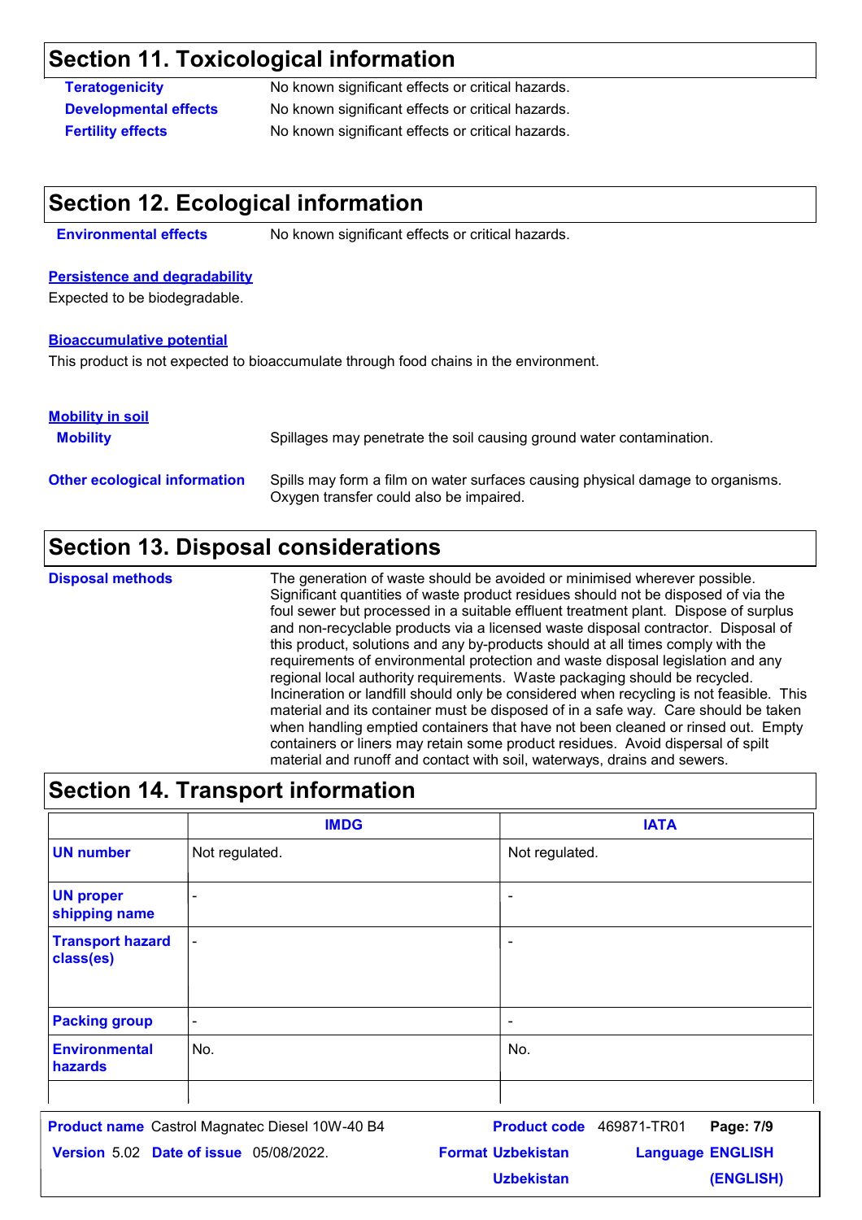## Section 11. Toxicological information

**Teratogenicity** No known significant effects or critical hazards.

**Developmental effects** No known significant effects or critical hazards.

**Fertility effects** No known significant effects or critical hazards.

## Section 12. Ecological information

**Environmental effects** No known significant effects or critical hazards.

### Persistence and degradability

Expected to be biodegradable.

### Bioaccumulative potential

This product is not expected to bioaccumulate through food chains in the environment.

### Mobility in soil

**Mobility** Spillages may penetrate the soil causing ground water contamination.

**Other ecological information** Spills may form a film on water surfaces causing physical damage to organisms. Oxygen transfer could also be impaired.

## Section 13. Disposal considerations

**Disposal methods** The generation of waste should be avoided or minimised wherever possible. Significant quantities of waste product residues should not be disposed of via the foul sewer but processed in a suitable effluent treatment plant. Dispose of surplus and non-recyclable products via a licensed waste disposal contractor. Disposal of this product, solutions and any by-products should at all times comply with the requirements of environmental protection and waste disposal legislation and any regional local authority requirements. Waste packaging should be recycled. Incineration or landfill should only be considered when recycling is not feasible. This material and its container must be disposed of in a safe way. Care should be taken when handling emptied containers that have not been cleaned or rinsed out. Empty containers or liners may retain some product residues. Avoid dispersal of spilt material and runoff and contact with soil, waterways, drains and sewers.

## Section 14. Transport information

| | IMDG | IATA |
|---|---|---|
| UN number | Not regulated. | Not regulated. |
| UN proper shipping name | - | - |
| Transport hazard class(es) | - | - |
| Packing group | - | - |
| Environmental hazards | No. | No. |
| | | |

**Product name** Castrol Magnatec Diesel 10W-40 B4 **Product code** 469871-TR01

**Version** 5.02 **Date of issue** 05/08/2022. **Format** Uzbekistan Uzbekistan **Language** ENGLISH (ENGLISH)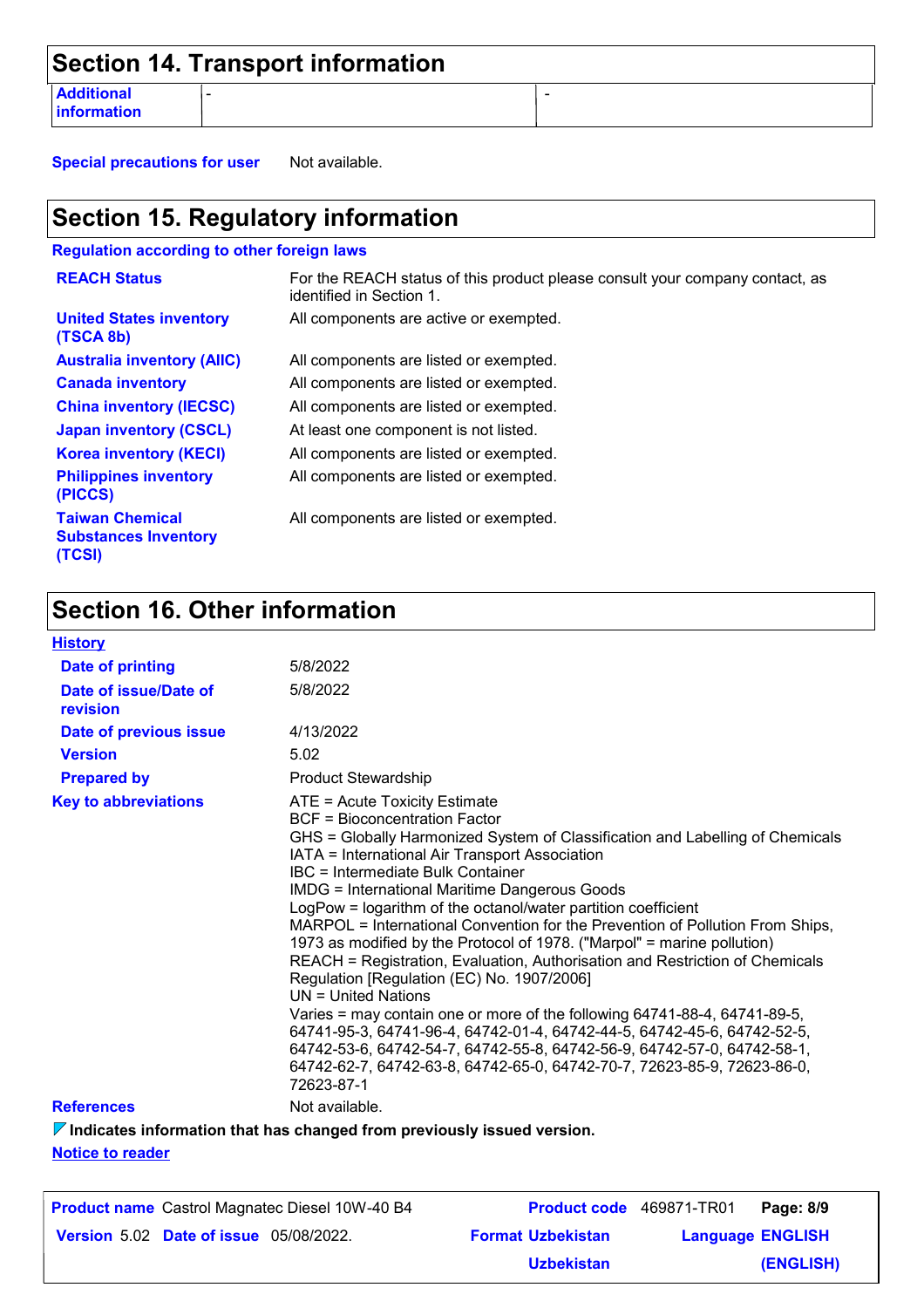## Section 14. Transport information

| Additional information | - | - |
|---|---|---|

**Special precautions for user** Not available.

## Section 15. Regulatory information

**Regulation according to other foreign laws**

| | |
|---|---|
| **REACH Status** | For the REACH status of this product please consult your company contact, as identified in Section 1. |
| **United States inventory (TSCA 8b)** | All components are active or exempted. |
| **Australia inventory (AIIC)** | All components are listed or exempted. |
| **Canada inventory** | All components are listed or exempted. |
| **China inventory (IECSC)** | All components are listed or exempted. |
| **Japan inventory (CSCL)** | At least one component is not listed. |
| **Korea inventory (KECI)** | All components are listed or exempted. |
| **Philippines inventory (PICCS)** | All components are listed or exempted. |
| **Taiwan Chemical Substances Inventory (TCSI)** | All components are listed or exempted. |

## Section 16. Other information

**History**

| | |
|---|---|
| **Date of printing** | 5/8/2022 |
| **Date of issue/Date of revision** | 5/8/2022 |
| **Date of previous issue** | 4/13/2022 |
| **Version** | 5.02 |
| **Prepared by** | Product Stewardship |

**Key to abbreviations**

ATE = Acute Toxicity Estimate
BCF = Bioconcentration Factor
GHS = Globally Harmonized System of Classification and Labelling of Chemicals
IATA = International Air Transport Association
IBC = Intermediate Bulk Container
IMDG = International Maritime Dangerous Goods
LogPow = logarithm of the octanol/water partition coefficient
MARPOL = International Convention for the Prevention of Pollution From Ships, 1973 as modified by the Protocol of 1978. ("Marpol" = marine pollution)
REACH = Registration, Evaluation, Authorisation and Restriction of Chemicals Regulation [Regulation (EC) No. 1907/2006]
UN = United Nations
Varies = may contain one or more of the following 64741-88-4, 64741-89-5, 64741-95-3, 64741-96-4, 64742-01-4, 64742-44-5, 64742-45-6, 64742-52-5, 64742-53-6, 64742-54-7, 64742-55-8, 64742-56-9, 64742-57-0, 64742-58-1, 64742-62-7, 64742-63-8, 64742-65-0, 64742-70-7, 72623-85-9, 72623-86-0, 72623-87-1

**References** Not available.

**Indicates information that has changed from previously issued version.**

**Notice to reader**

| | | | |
|---|---|---|---|
| **Product name** Castrol Magnatec Diesel 10W-40 B4 | | **Product code** 469871-TR01 | **Page: 8/9** |
| **Version** 5.02 | **Date of issue** 05/08/2022. | **Format** Uzbekistan Uzbekistan | **Language** ENGLISH (ENGLISH) |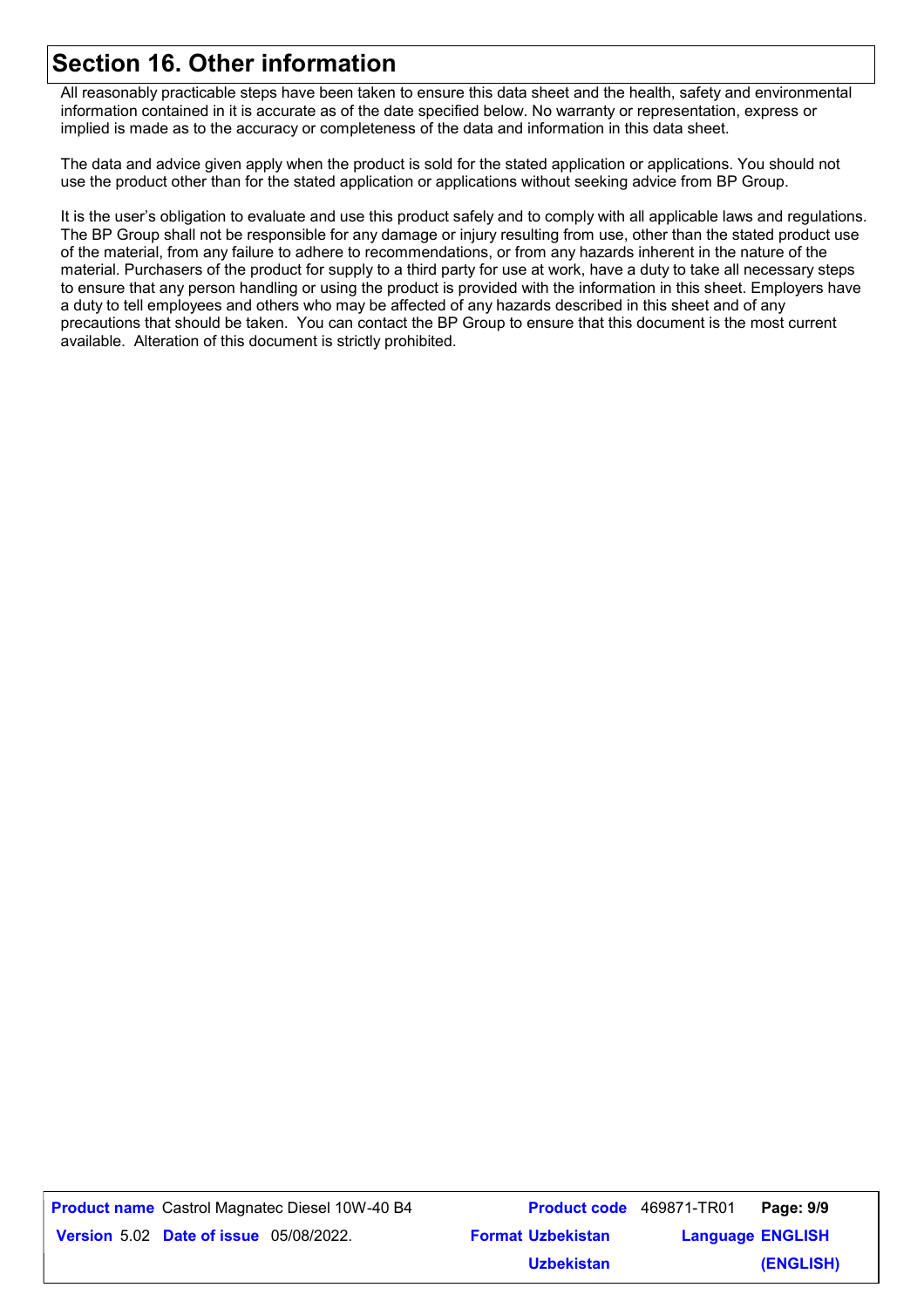## Section 16. Other information

All reasonably practicable steps have been taken to ensure this data sheet and the health, safety and environmental information contained in it is accurate as of the date specified below. No warranty or representation, express or implied is made as to the accuracy or completeness of the data and information in this data sheet.

The data and advice given apply when the product is sold for the stated application or applications. You should not use the product other than for the stated application or applications without seeking advice from BP Group.

It is the user's obligation to evaluate and use this product safely and to comply with all applicable laws and regulations. The BP Group shall not be responsible for any damage or injury resulting from use, other than the stated product use of the material, from any failure to adhere to recommendations, or from any hazards inherent in the nature of the material. Purchasers of the product for supply to a third party for use at work, have a duty to take all necessary steps to ensure that any person handling or using the product is provided with the information in this sheet. Employers have a duty to tell employees and others who may be affected of any hazards described in this sheet and of any precautions that should be taken. You can contact the BP Group to ensure that this document is the most current available. Alteration of this document is strictly prohibited.